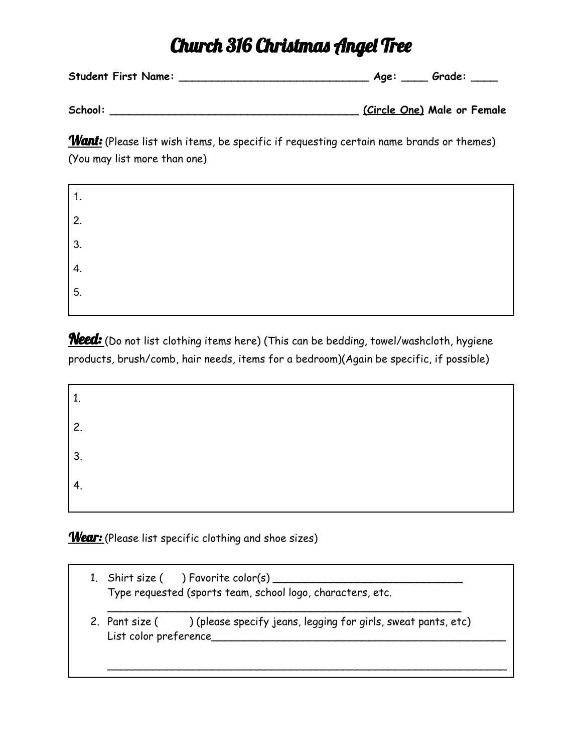# Church 316 Christmas Angel Tree

**Student First Name: _____________________________ Age: ____ Grade: ____**

**School: _______________________________________ (Circle One) Male or Female**

***Want:*** (Please list wish items, be specific if requesting certain name brands or themes) (You may list more than one)

1.
2.
3.
4.
5.

***Need:*** (Do not list clothing items here) (This can be bedding, towel/washcloth, hygiene products, brush/comb, hair needs, items for a bedroom)(Again be specific, if possible)

1.
2.
3.
4.

***Wear:*** (Please list specific clothing and shoe sizes)

1. Shirt size (      ) Favorite color(s) ______________________________
   Type requested (sports team, school logo, characters, etc.
   _______________________________________________________
2. Pant size (        ) (please specify jeans, legging for girls, sweat pants, etc)
   List color preference__________________________________________________

   _______________________________________________________________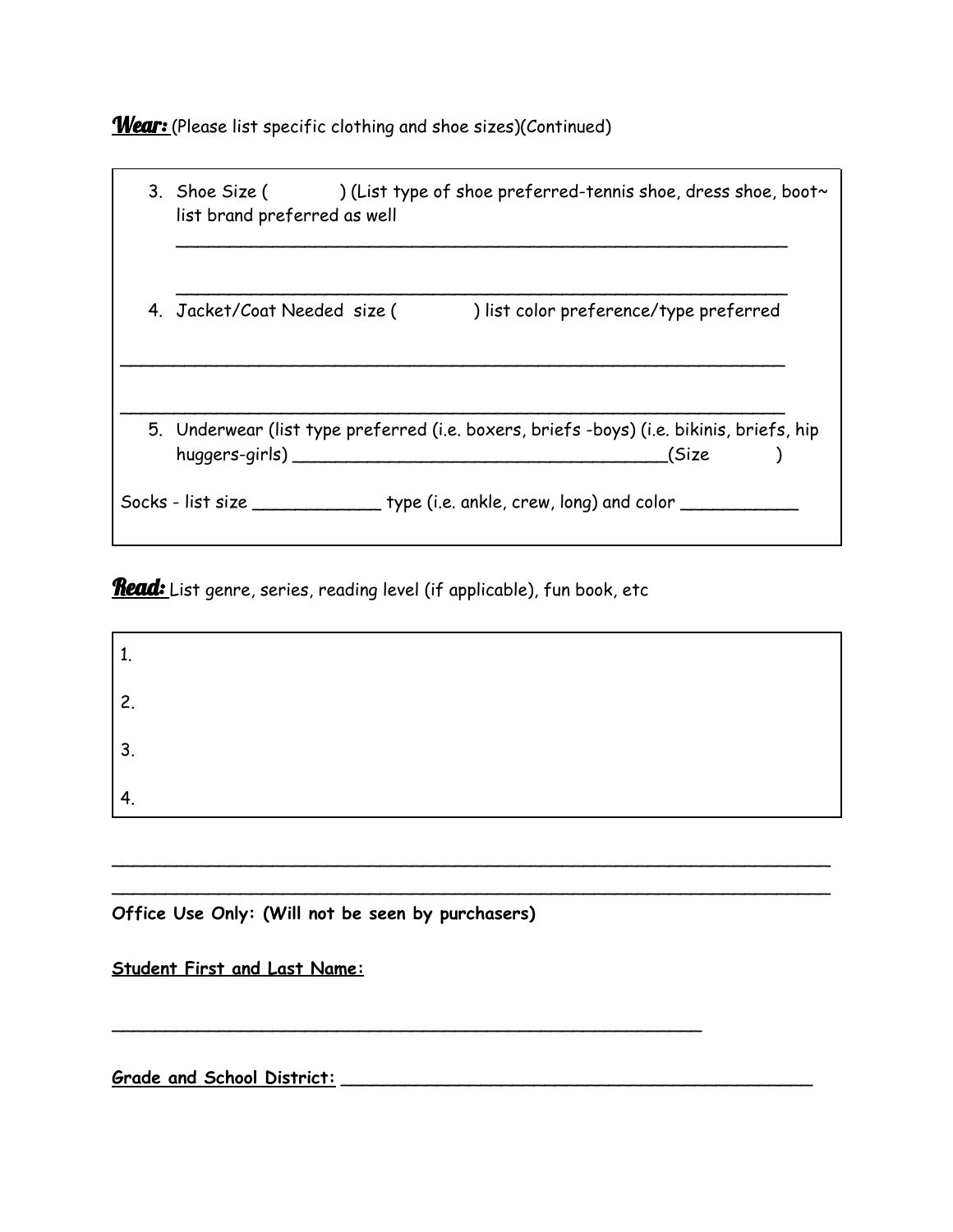***Wear:*** (Please list specific clothing and shoe sizes)(Continued)

3. Shoe Size ( ) (List type of shoe preferred-tennis shoe, dress shoe, boot~ list brand preferred as well

 ___________________________________________________________

 ___________________________________________________________

4. Jacket/Coat Needed size ( ) list color preference/type preferred

___________________________________________________________

___________________________________________________________

5. Underwear (list type preferred (i.e. boxers, briefs -boys) (i.e. bikinis, briefs, hip huggers-girls) ___________________________________(Size )

Socks - list size ____________ type (i.e. ankle, crew, long) and color ___________

***Read:*** List genre, series, reading level (if applicable), fun book, etc

1.

2.

3.

4.

___________________________________________________________

___________________________________________________________

**Office Use Only: (Will not be seen by purchasers)**

**Student First and Last Name:**

___________________________________________________________

**Grade and School District:** ___________________________________________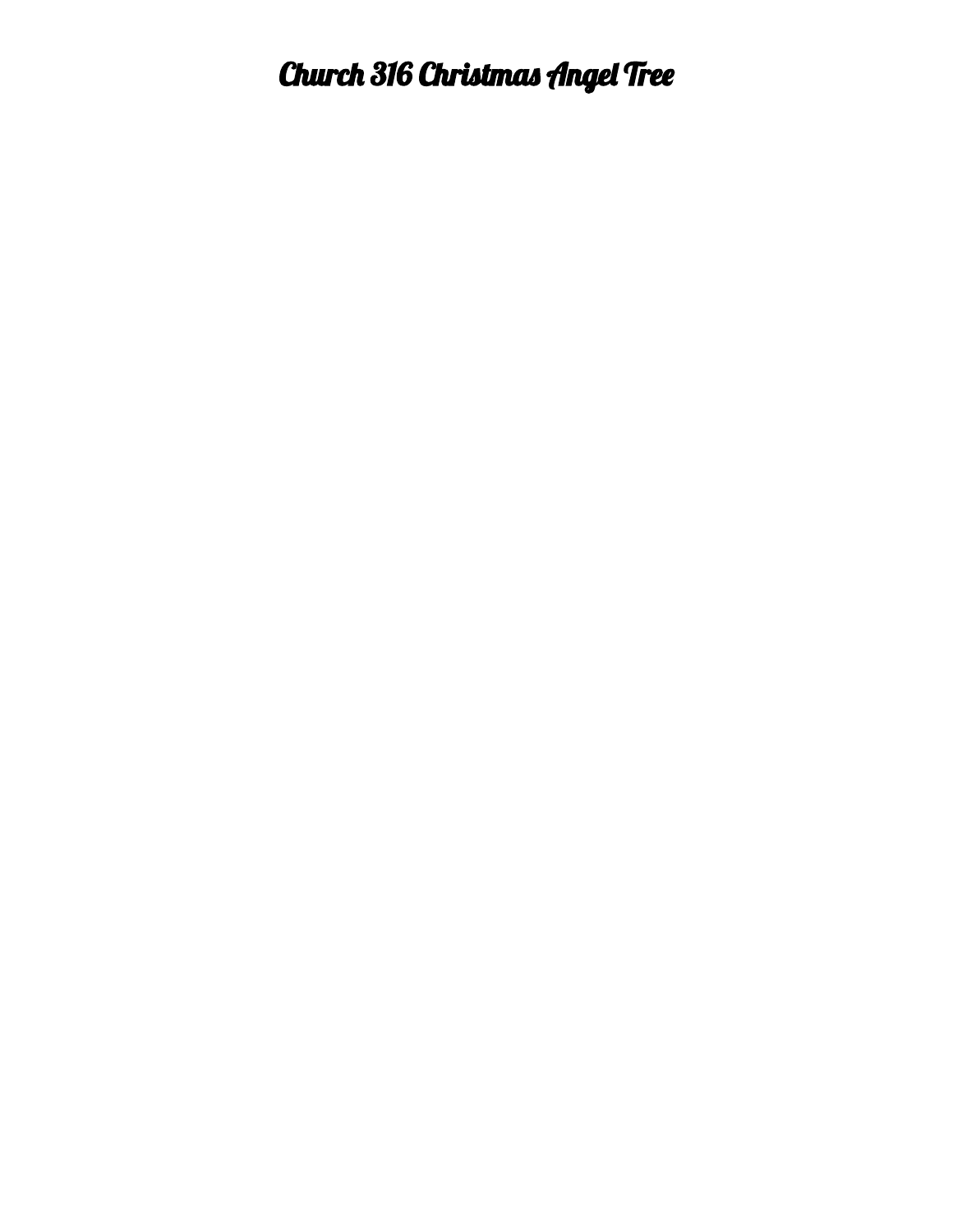# Church 316 Christmas Angel Tree